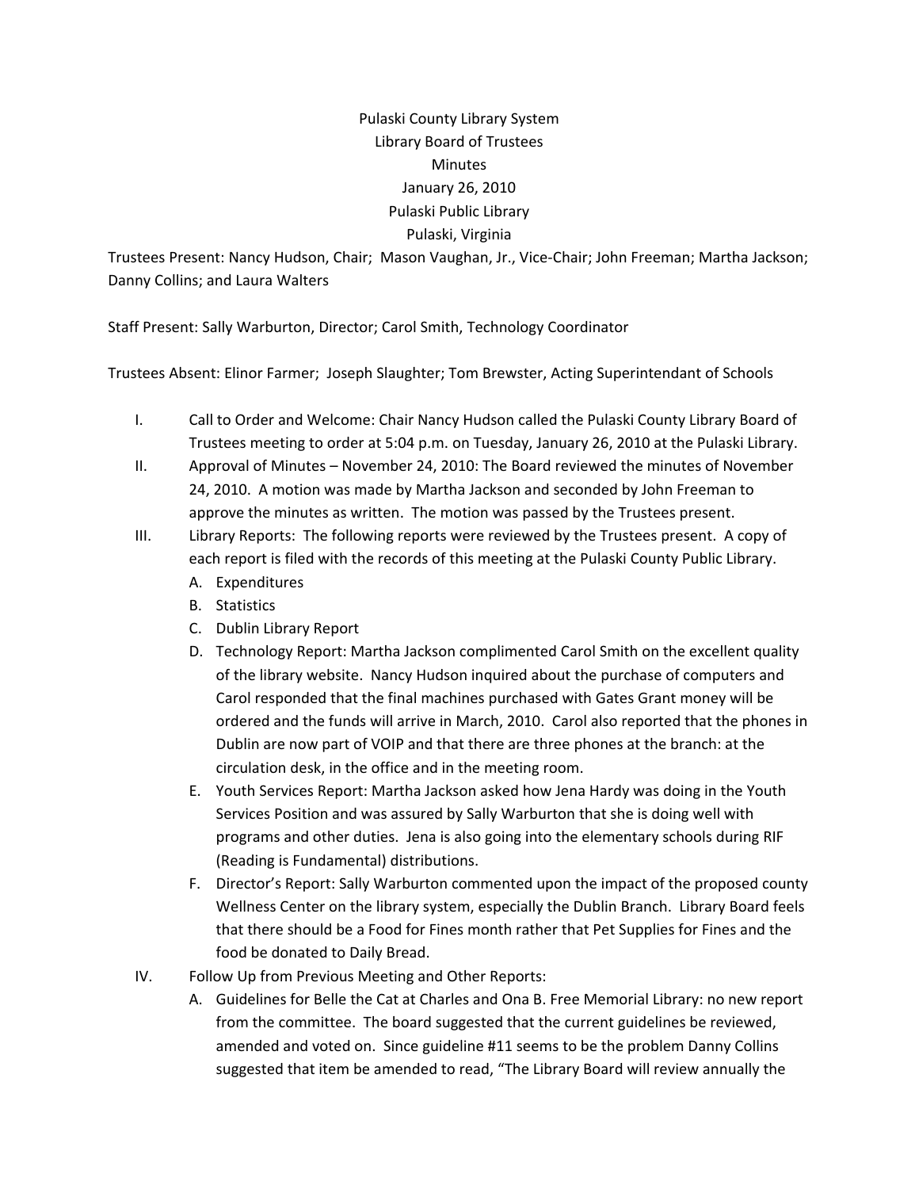Pulaski County Library System
Library Board of Trustees
Minutes
January 26, 2010
Pulaski Public Library
Pulaski, Virginia

Trustees Present: Nancy Hudson, Chair; Mason Vaughan, Jr., Vice-Chair; John Freeman; Martha Jackson; Danny Collins; and Laura Walters

Staff Present: Sally Warburton, Director; Carol Smith, Technology Coordinator

Trustees Absent: Elinor Farmer; Joseph Slaughter; Tom Brewster, Acting Superintendant of Schools

I. Call to Order and Welcome: Chair Nancy Hudson called the Pulaski County Library Board of Trustees meeting to order at 5:04 p.m. on Tuesday, January 26, 2010 at the Pulaski Library.

II. Approval of Minutes – November 24, 2010: The Board reviewed the minutes of November 24, 2010. A motion was made by Martha Jackson and seconded by John Freeman to approve the minutes as written. The motion was passed by the Trustees present.

III. Library Reports: The following reports were reviewed by the Trustees present. A copy of each report is filed with the records of this meeting at the Pulaski County Public Library.
   A. Expenditures
   B. Statistics
   C. Dublin Library Report
   D. Technology Report: Martha Jackson complimented Carol Smith on the excellent quality of the library website. Nancy Hudson inquired about the purchase of computers and Carol responded that the final machines purchased with Gates Grant money will be ordered and the funds will arrive in March, 2010. Carol also reported that the phones in Dublin are now part of VOIP and that there are three phones at the branch: at the circulation desk, in the office and in the meeting room.
   E. Youth Services Report: Martha Jackson asked how Jena Hardy was doing in the Youth Services Position and was assured by Sally Warburton that she is doing well with programs and other duties. Jena is also going into the elementary schools during RIF (Reading is Fundamental) distributions.
   F. Director's Report: Sally Warburton commented upon the impact of the proposed county Wellness Center on the library system, especially the Dublin Branch. Library Board feels that there should be a Food for Fines month rather that Pet Supplies for Fines and the food be donated to Daily Bread.

IV. Follow Up from Previous Meeting and Other Reports:
   A. Guidelines for Belle the Cat at Charles and Ona B. Free Memorial Library: no new report from the committee. The board suggested that the current guidelines be reviewed, amended and voted on. Since guideline #11 seems to be the problem Danny Collins suggested that item be amended to read, "The Library Board will review annually the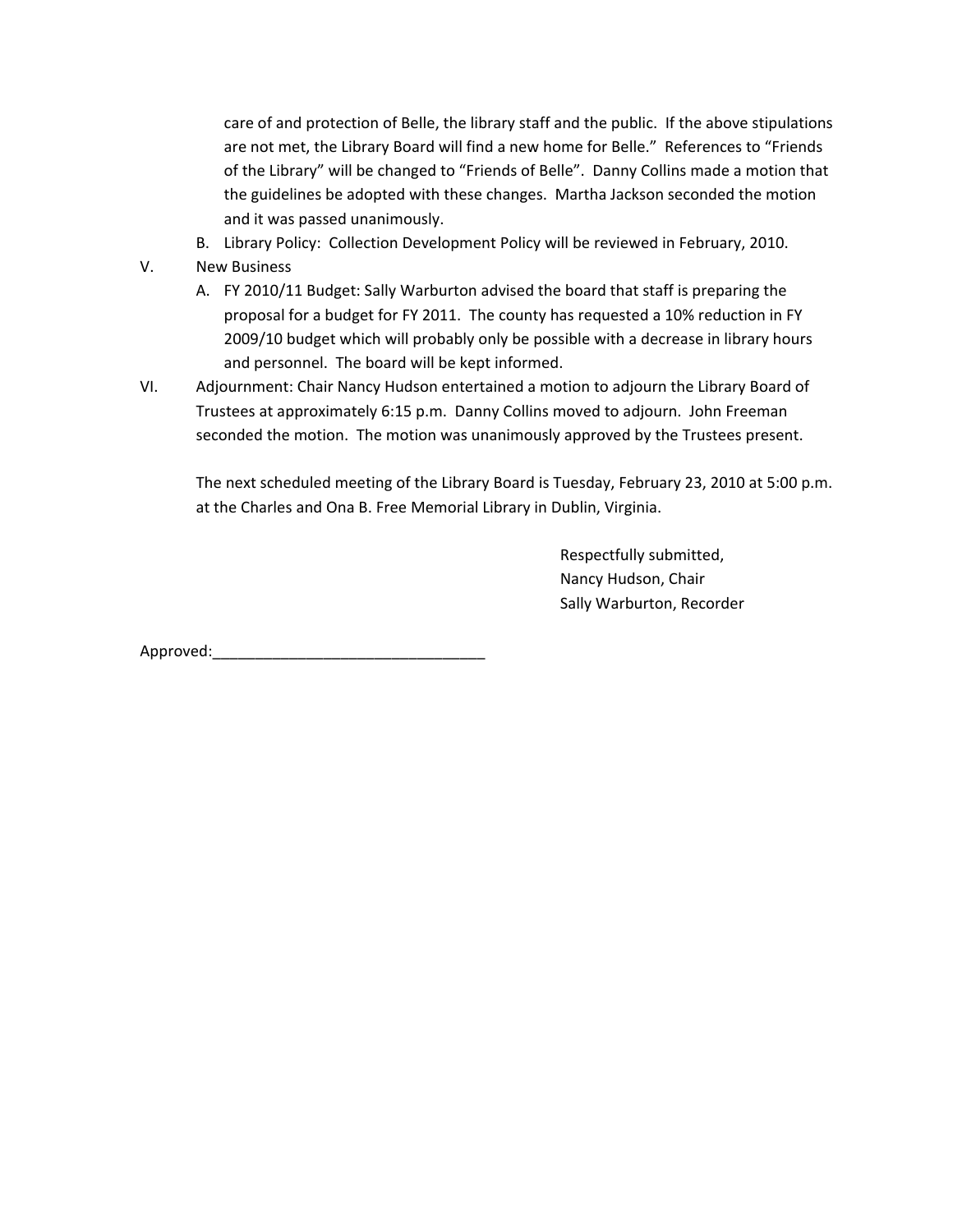care of and protection of Belle, the library staff and the public. If the above stipulations are not met, the Library Board will find a new home for Belle." References to "Friends of the Library" will be changed to "Friends of Belle". Danny Collins made a motion that the guidelines be adopted with these changes. Martha Jackson seconded the motion and it was passed unanimously.

B. Library Policy: Collection Development Policy will be reviewed in February, 2010.

V. New Business

A. FY 2010/11 Budget: Sally Warburton advised the board that staff is preparing the proposal for a budget for FY 2011. The county has requested a 10% reduction in FY 2009/10 budget which will probably only be possible with a decrease in library hours and personnel. The board will be kept informed.

VI. Adjournment: Chair Nancy Hudson entertained a motion to adjourn the Library Board of Trustees at approximately 6:15 p.m. Danny Collins moved to adjourn. John Freeman seconded the motion. The motion was unanimously approved by the Trustees present.

The next scheduled meeting of the Library Board is Tuesday, February 23, 2010 at 5:00 p.m. at the Charles and Ona B. Free Memorial Library in Dublin, Virginia.

Respectfully submitted,
Nancy Hudson, Chair
Sally Warburton, Recorder

Approved:________________________________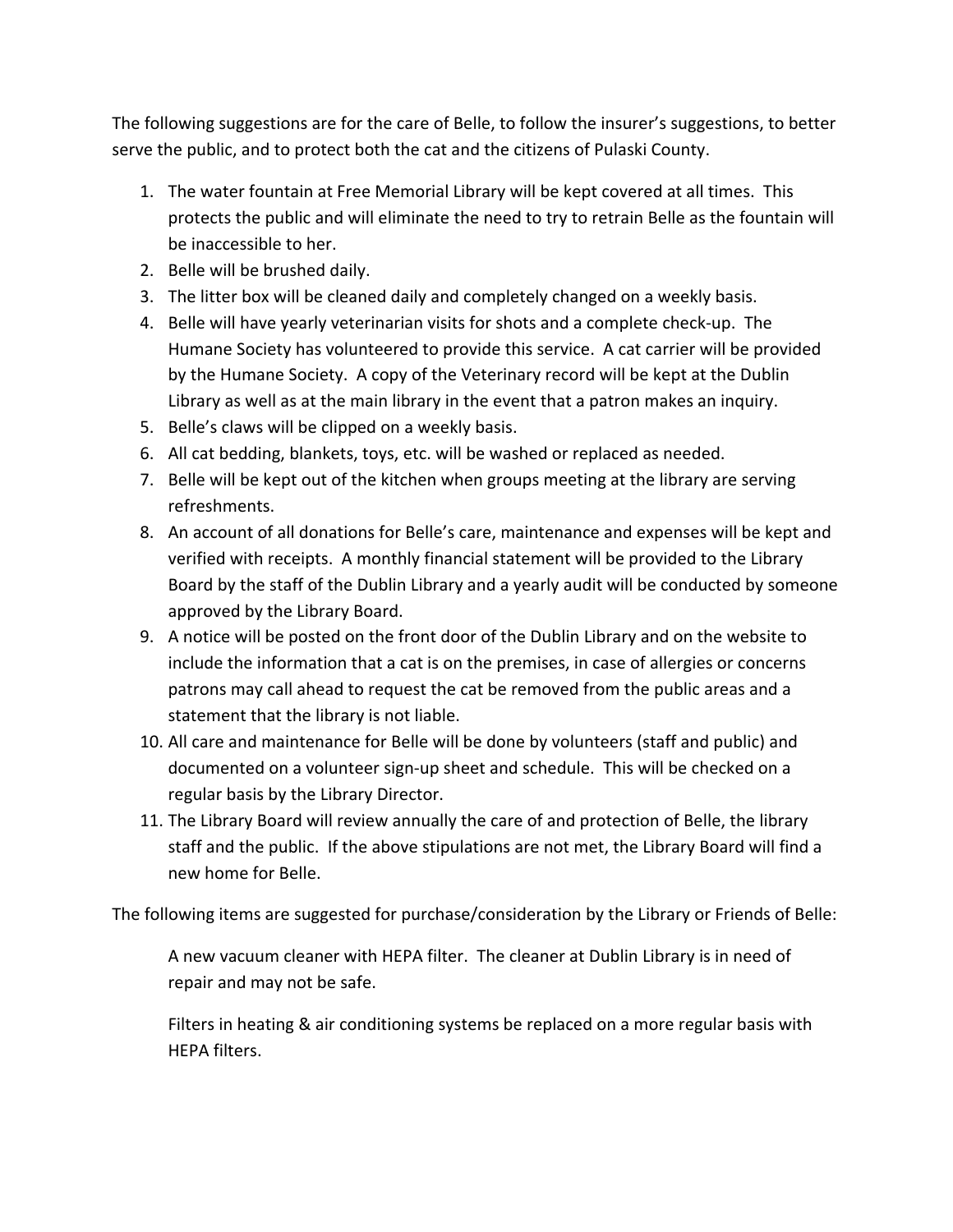The following suggestions are for the care of Belle, to follow the insurer's suggestions, to better serve the public, and to protect both the cat and the citizens of Pulaski County.

1. The water fountain at Free Memorial Library will be kept covered at all times. This protects the public and will eliminate the need to try to retrain Belle as the fountain will be inaccessible to her.
2. Belle will be brushed daily.
3. The litter box will be cleaned daily and completely changed on a weekly basis.
4. Belle will have yearly veterinarian visits for shots and a complete check-up. The Humane Society has volunteered to provide this service. A cat carrier will be provided by the Humane Society. A copy of the Veterinary record will be kept at the Dublin Library as well as at the main library in the event that a patron makes an inquiry.
5. Belle's claws will be clipped on a weekly basis.
6. All cat bedding, blankets, toys, etc. will be washed or replaced as needed.
7. Belle will be kept out of the kitchen when groups meeting at the library are serving refreshments.
8. An account of all donations for Belle's care, maintenance and expenses will be kept and verified with receipts. A monthly financial statement will be provided to the Library Board by the staff of the Dublin Library and a yearly audit will be conducted by someone approved by the Library Board.
9. A notice will be posted on the front door of the Dublin Library and on the website to include the information that a cat is on the premises, in case of allergies or concerns patrons may call ahead to request the cat be removed from the public areas and a statement that the library is not liable.
10. All care and maintenance for Belle will be done by volunteers (staff and public) and documented on a volunteer sign-up sheet and schedule. This will be checked on a regular basis by the Library Director.
11. The Library Board will review annually the care of and protection of Belle, the library staff and the public. If the above stipulations are not met, the Library Board will find a new home for Belle.

The following items are suggested for purchase/consideration by the Library or Friends of Belle:

A new vacuum cleaner with HEPA filter. The cleaner at Dublin Library is in need of repair and may not be safe.

Filters in heating & air conditioning systems be replaced on a more regular basis with HEPA filters.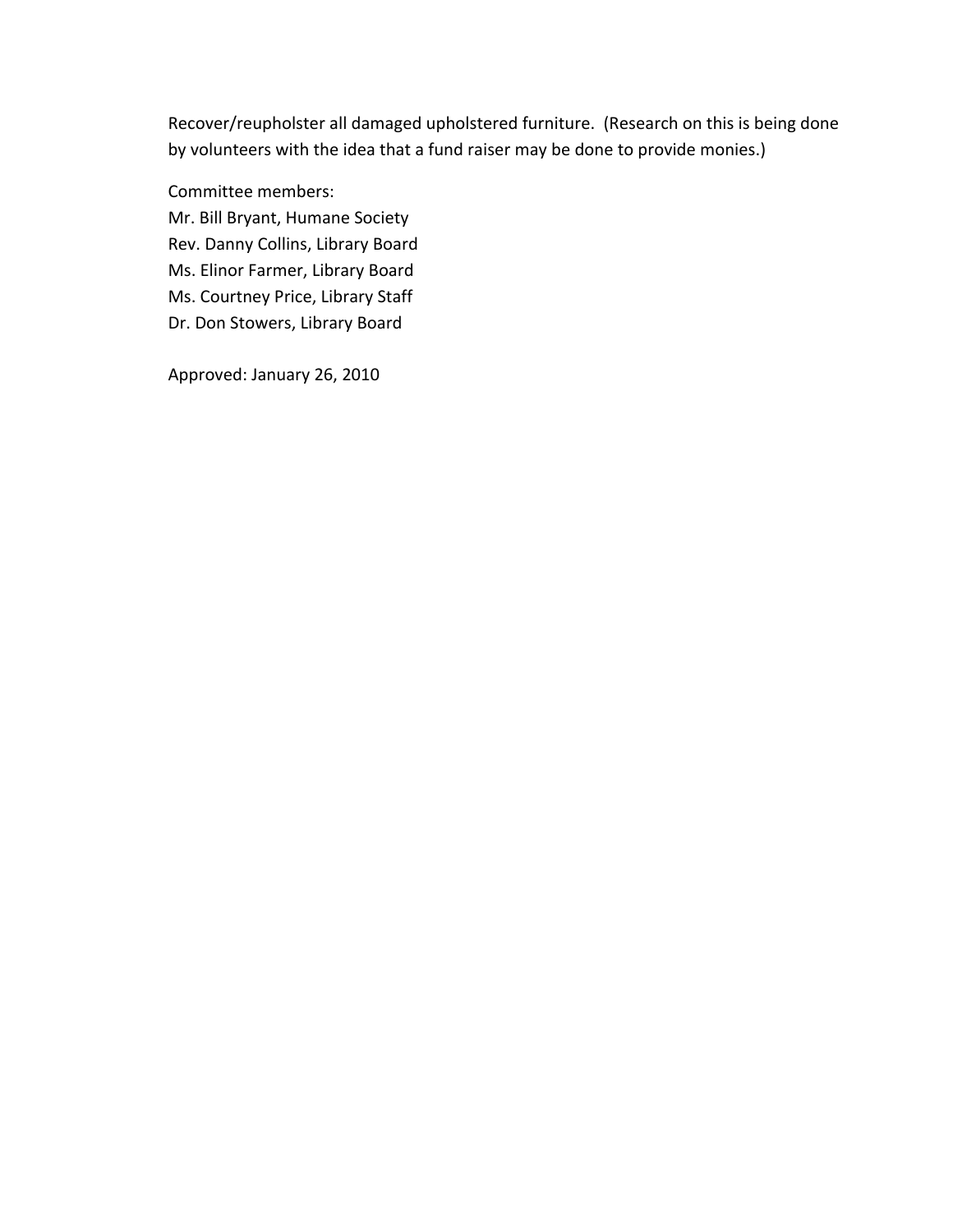Recover/reupholster all damaged upholstered furniture. (Research on this is being done by volunteers with the idea that a fund raiser may be done to provide monies.)

Committee members:
Mr. Bill Bryant, Humane Society
Rev. Danny Collins, Library Board
Ms. Elinor Farmer, Library Board
Ms. Courtney Price, Library Staff
Dr. Don Stowers, Library Board

Approved: January 26, 2010